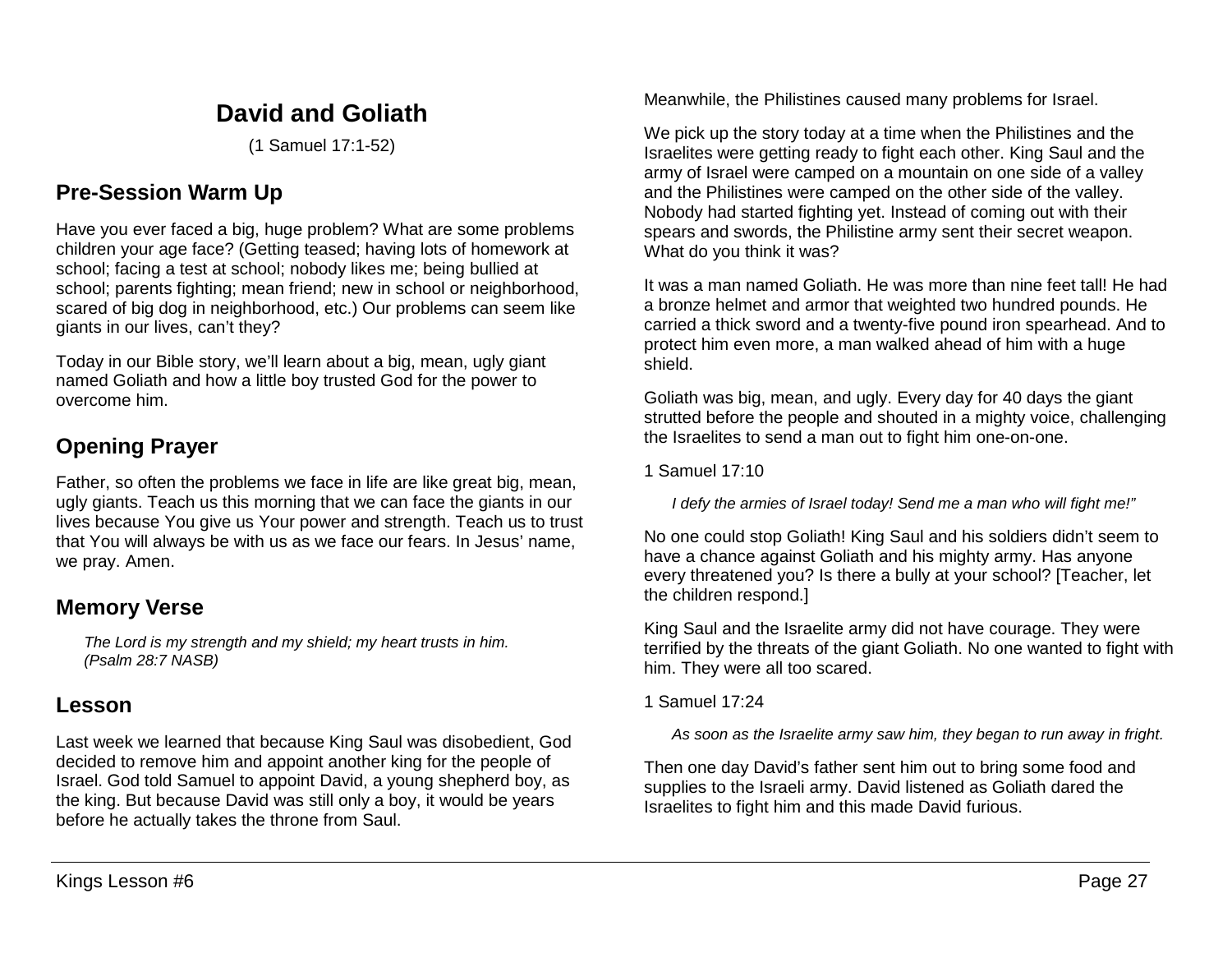# David and Goliath

(1 Samuel 17:1-52)

## Pre-Session Warm Up

Have you ever faced a big, huge problem? What are some problems children your age face? (Getting teased; having lots of homework at school; facing a test at school; nobody likes me; being bullied at school; parents fighting; mean friend; new in school or neighborhood, scared of big dog in neighborhood, etc.) Our problems can seem like giants in our lives, can't they?

Today in our Bible story, we'll learn about a big, mean, ugly giant named Goliath and how a little boy trusted God for the power to overcome him.

## Opening Prayer

Father, so often the problems we face in life are like great big, mean, ugly giants. Teach us this morning that we can face the giants in our lives because You give us Your power and strength. Teach us to trust that You will always be with us as we face our fears. In Jesus' name, we pray. Amen.

## Memory Verse

*The Lord is my strength and my shield; my heart trusts in him. (Psalm 28:7 NASB)*

## Lesson

Last week we learned that because King Saul was disobedient, God decided to remove him and appoint another king for the people of Israel. God told Samuel to appoint David, a young shepherd boy, as the king. But because David was still only a boy, it would be years before he actually takes the throne from Saul.

Meanwhile, the Philistines caused many problems for Israel.

We pick up the story today at a time when the Philistines and the Israelites were getting ready to fight each other. King Saul and the army of Israel were camped on a mountain on one side of a valley and the Philistines were camped on the other side of the valley. Nobody had started fighting yet. Instead of coming out with their spears and swords, the Philistine army sent their secret weapon. What do you think it was?

It was a man named Goliath. He was more than nine feet tall! He had a bronze helmet and armor that weighted two hundred pounds. He carried a thick sword and a twenty-five pound iron spearhead. And to protect him even more, a man walked ahead of him with a huge shield.

Goliath was big, mean, and ugly. Every day for 40 days the giant strutted before the people and shouted in a mighty voice, challenging the Israelites to send a man out to fight him one-on-one.

1 Samuel 17:10

*I defy the armies of Israel today! Send me a man who will fight me!"*

No one could stop Goliath! King Saul and his soldiers didn't seem to have a chance against Goliath and his mighty army. Has anyone every threatened you? Is there a bully at your school? [Teacher, let the children respond.]

King Saul and the Israelite army did not have courage. They were terrified by the threats of the giant Goliath. No one wanted to fight with him. They were all too scared.

1 Samuel 17:24

*As soon as the Israelite army saw him, they began to run away in fright.*

Then one day David's father sent him out to bring some food and supplies to the Israeli army. David listened as Goliath dared the Israelites to fight him and this made David furious.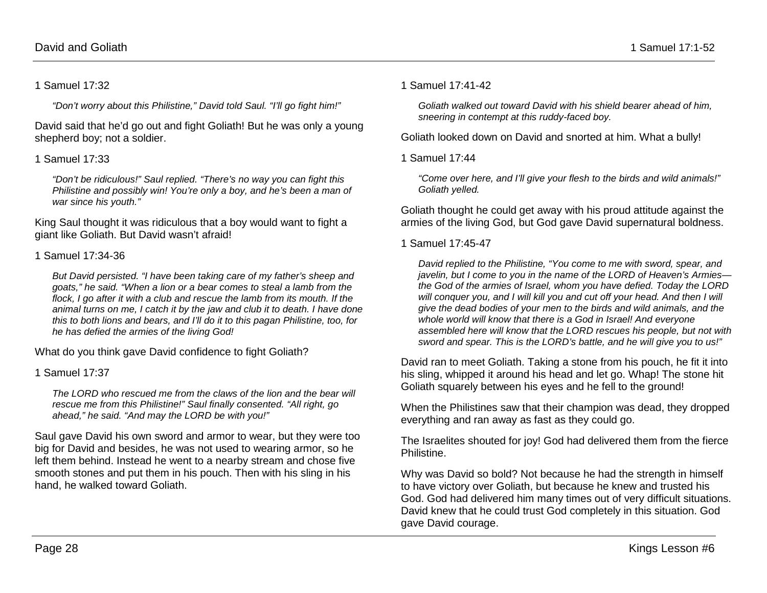1 Samuel 17:32

> *“Don’t worry about this Philistine,” David told Saul. “I’ll go fight him!”*

David said that he’d go out and fight Goliath! But he was only a young shepherd boy; not a soldier.

1 Samuel 17:33

> *“Don’t be ridiculous!” Saul replied. “There’s no way you can fight this Philistine and possibly win! You’re only a boy, and he’s been a man of war since his youth.”*

King Saul thought it was ridiculous that a boy would want to fight a giant like Goliath. But David wasn’t afraid!

1 Samuel 17:34-36

> *But David persisted. “I have been taking care of my father’s sheep and goats,” he said. “When a lion or a bear comes to steal a lamb from the flock, I go after it with a club and rescue the lamb from its mouth. If the animal turns on me, I catch it by the jaw and club it to death. I have done this to both lions and bears, and I’ll do it to this pagan Philistine, too, for he has defied the armies of the living God!*

What do you think gave David confidence to fight Goliath?

1 Samuel 17:37

> *The LORD who rescued me from the claws of the lion and the bear will rescue me from this Philistine!” Saul finally consented. “All right, go ahead,” he said. “And may the LORD be with you!”*

Saul gave David his own sword and armor to wear, but they were too big for David and besides, he was not used to wearing armor, so he left them behind. Instead he went to a nearby stream and chose five smooth stones and put them in his pouch. Then with his sling in his hand, he walked toward Goliath.

1 Samuel 17:41-42

> *Goliath walked out toward David with his shield bearer ahead of him, sneering in contempt at this ruddy-faced boy.*

Goliath looked down on David and snorted at him. What a bully!

1 Samuel 17:44

> *“Come over here, and I’ll give your flesh to the birds and wild animals!” Goliath yelled.*

Goliath thought he could get away with his proud attitude against the armies of the living God, but God gave David supernatural boldness.

1 Samuel 17:45-47

> *David replied to the Philistine, “You come to me with sword, spear, and javelin, but I come to you in the name of the LORD of Heaven’s Armies—the God of the armies of Israel, whom you have defied. Today the LORD will conquer you, and I will kill you and cut off your head. And then I will give the dead bodies of your men to the birds and wild animals, and the whole world will know that there is a God in Israel! And everyone assembled here will know that the LORD rescues his people, but not with sword and spear. This is the LORD’s battle, and he will give you to us!”*

David ran to meet Goliath. Taking a stone from his pouch, he fit it into his sling, whipped it around his head and let go. Whap! The stone hit Goliath squarely between his eyes and he fell to the ground!

When the Philistines saw that their champion was dead, they dropped everything and ran away as fast as they could go.

The Israelites shouted for joy! God had delivered them from the fierce Philistine.

Why was David so bold? Not because he had the strength in himself to have victory over Goliath, but because he knew and trusted his God. God had delivered him many times out of very difficult situations. David knew that he could trust God completely in this situation. God gave David courage.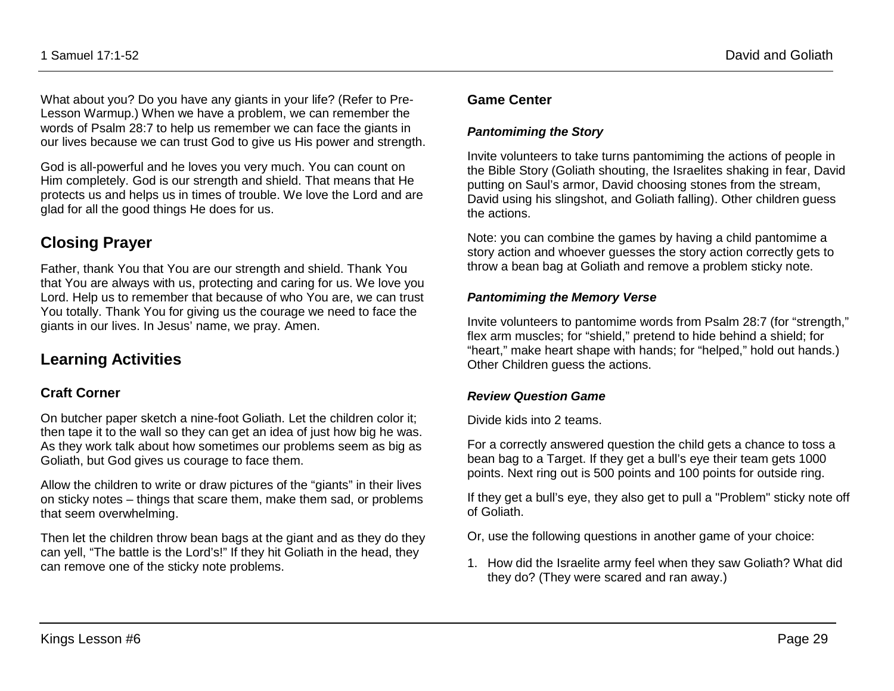What about you? Do you have any giants in your life? (Refer to Pre-Lesson Warmup.) When we have a problem, we can remember the words of Psalm 28:7 to help us remember we can face the giants in our lives because we can trust God to give us His power and strength.

God is all-powerful and he loves you very much. You can count on Him completely. God is our strength and shield. That means that He protects us and helps us in times of trouble. We love the Lord and are glad for all the good things He does for us.

## Closing Prayer

Father, thank You that You are our strength and shield. Thank You that You are always with us, protecting and caring for us. We love you Lord. Help us to remember that because of who You are, we can trust You totally. Thank You for giving us the courage we need to face the giants in our lives. In Jesus' name, we pray. Amen.

## Learning Activities

### Craft Corner

On butcher paper sketch a nine-foot Goliath. Let the children color it; then tape it to the wall so they can get an idea of just how big he was. As they work talk about how sometimes our problems seem as big as Goliath, but God gives us courage to face them.

Allow the children to write or draw pictures of the "giants" in their lives on sticky notes – things that scare them, make them sad, or problems that seem overwhelming.

Then let the children throw bean bags at the giant and as they do they can yell, "The battle is the Lord's!" If they hit Goliath in the head, they can remove one of the sticky note problems.

### Game Center

#### *Pantomiming the Story*

Invite volunteers to take turns pantomiming the actions of people in the Bible Story (Goliath shouting, the Israelites shaking in fear, David putting on Saul's armor, David choosing stones from the stream, David using his slingshot, and Goliath falling). Other children guess the actions.

Note: you can combine the games by having a child pantomime a story action and whoever guesses the story action correctly gets to throw a bean bag at Goliath and remove a problem sticky note.

#### *Pantomiming the Memory Verse*

Invite volunteers to pantomime words from Psalm 28:7 (for "strength," flex arm muscles; for "shield," pretend to hide behind a shield; for "heart," make heart shape with hands; for "helped," hold out hands.) Other Children guess the actions.

#### *Review Question Game*

Divide kids into 2 teams.

For a correctly answered question the child gets a chance to toss a bean bag to a Target. If they get a bull's eye their team gets 1000 points. Next ring out is 500 points and 100 points for outside ring.

If they get a bull's eye, they also get to pull a "Problem" sticky note off of Goliath.

Or, use the following questions in another game of your choice:

1. How did the Israelite army feel when they saw Goliath? What did they do? (They were scared and ran away.)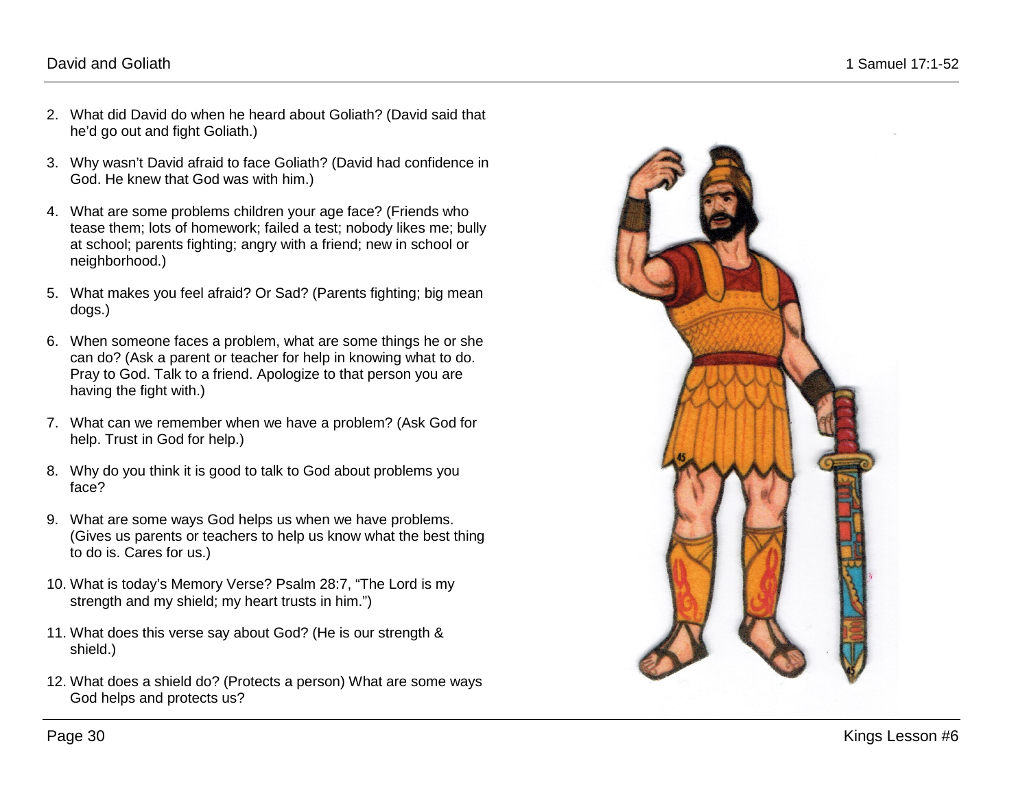2. What did David do when he heard about Goliath? (David said that he'd go out and fight Goliath.)

3. Why wasn't David afraid to face Goliath? (David had confidence in God. He knew that God was with him.)

4. What are some problems children your age face? (Friends who tease them; lots of homework; failed a test; nobody likes me; bully at school; parents fighting; angry with a friend; new in school or neighborhood.)

5. What makes you feel afraid? Or Sad? (Parents fighting; big mean dogs.)

6. When someone faces a problem, what are some things he or she can do? (Ask a parent or teacher for help in knowing what to do. Pray to God. Talk to a friend. Apologize to that person you are having the fight with.)

7. What can we remember when we have a problem? (Ask God for help. Trust in God for help.)

8. Why do you think it is good to talk to God about problems you face?

9. What are some ways God helps us when we have problems. (Gives us parents or teachers to help us know what the best thing to do is. Cares for us.)

10. What is today's Memory Verse? Psalm 28:7, "The Lord is my strength and my shield; my heart trusts in him.")

11. What does this verse say about God? (He is our strength & shield.)

12. What does a shield do? (Protects a person) What are some ways God helps and protects us?